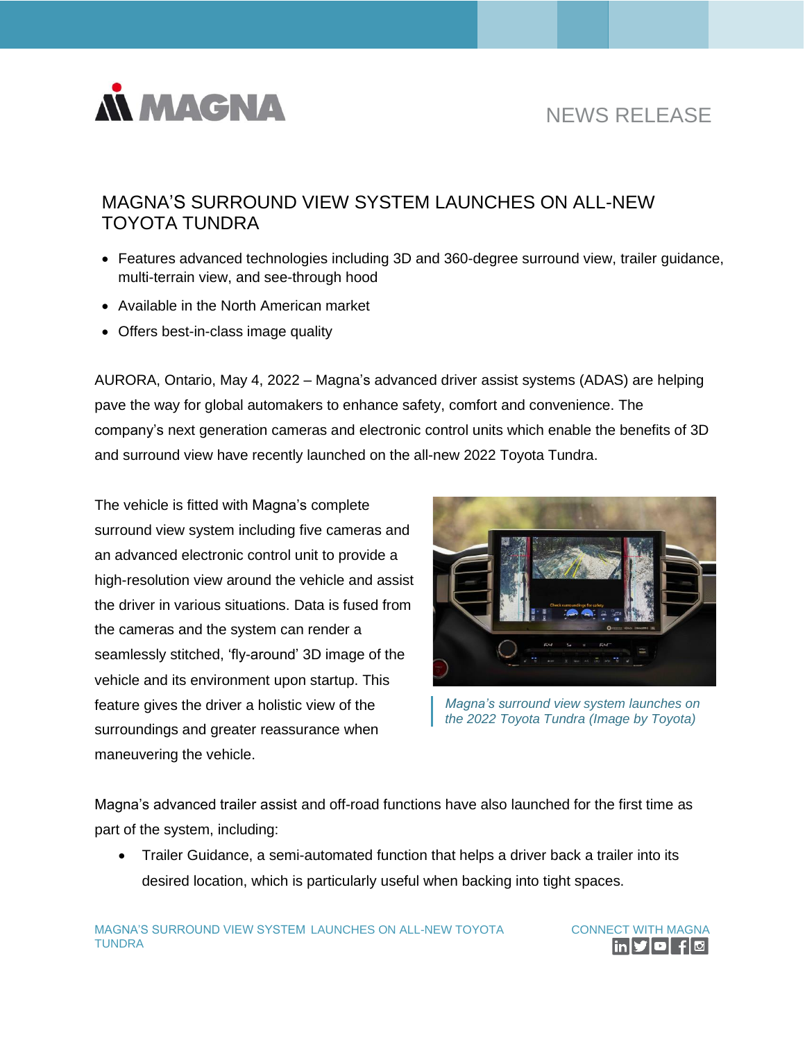NEWS RELEASE

# MAGNA'S SURROUND VIEW SYSTEM LAUNCHES ON ALL-NEW TOYOTA TUNDRA

- Features advanced technologies including 3D and 360-degree surround view, trailer guidance, multi-terrain view, and see-through hood
- Available in the North American market
- Offers best-in-class image quality

AURORA, Ontario, May 4, 2022 – Magna's advanced driver assist systems (ADAS) are helping pave the way for global automakers to enhance safety, comfort and convenience. The company's next generation cameras and electronic control units which enable the benefits of 3D and surround view have recently launched on the all-new 2022 Toyota Tundra.

The vehicle is fitted with Magna's complete surround view system including five cameras and an advanced electronic control unit to provide a high-resolution view around the vehicle and assist the driver in various situations. Data is fused from the cameras and the system can render a seamlessly stitched, 'fly-around' 3D image of the vehicle and its environment upon startup. This feature gives the driver a holistic view of the surroundings and greater reassurance when maneuvering the vehicle.

*Magna's surround view system launches on the 2022 Toyota Tundra (Image by Toyota)*

Magna's advanced trailer assist and off-road functions have also launched for the first time as part of the system, including:

- Trailer Guidance, a semi-automated function that helps a driver back a trailer into its desired location, which is particularly useful when backing into tight spaces.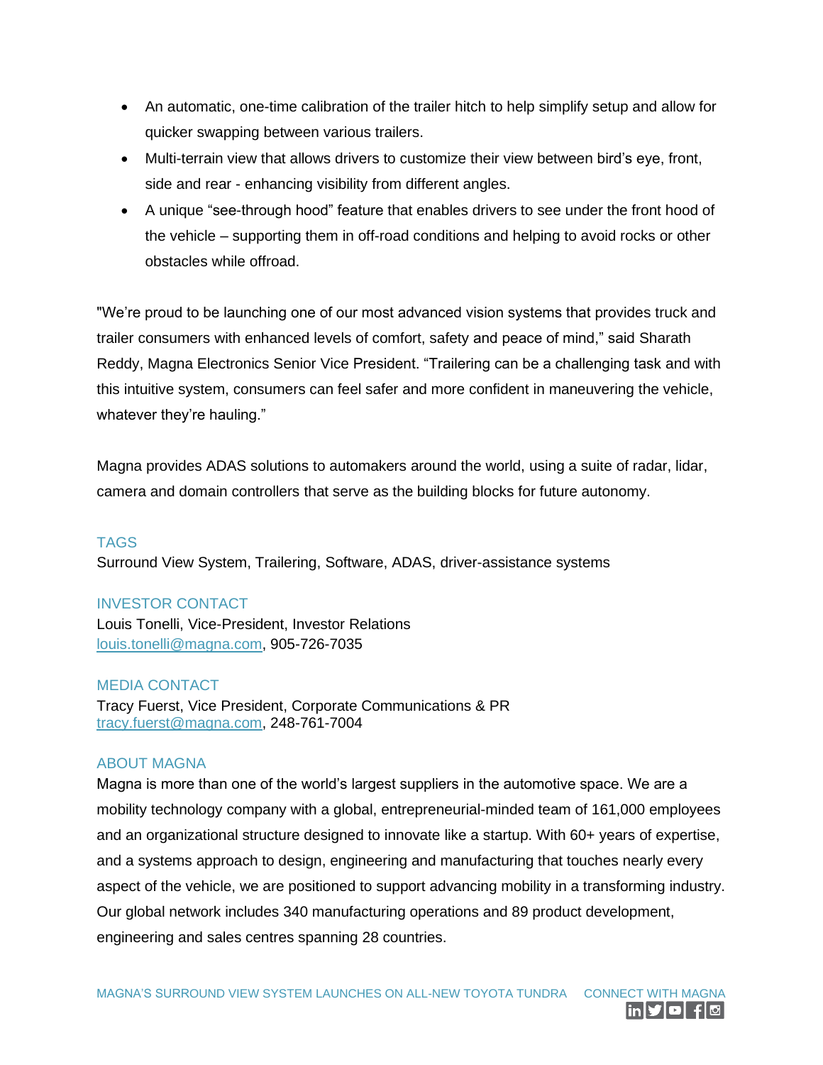- An automatic, one-time calibration of the trailer hitch to help simplify setup and allow for quicker swapping between various trailers.
- Multi-terrain view that allows drivers to customize their view between bird's eye, front, side and rear - enhancing visibility from different angles.
- A unique "see-through hood" feature that enables drivers to see under the front hood of the vehicle – supporting them in off-road conditions and helping to avoid rocks or other obstacles while offroad.

"We're proud to be launching one of our most advanced vision systems that provides truck and trailer consumers with enhanced levels of comfort, safety and peace of mind," said Sharath Reddy, Magna Electronics Senior Vice President. "Trailering can be a challenging task and with this intuitive system, consumers can feel safer and more confident in maneuvering the vehicle, whatever they're hauling."

Magna provides ADAS solutions to automakers around the world, using a suite of radar, lidar, camera and domain controllers that serve as the building blocks for future autonomy.

### TAGS

Surround View System, Trailering, Software, ADAS, driver-assistance systems

### INVESTOR CONTACT

Louis Tonelli, Vice-President, Investor Relations
louis.tonelli@magna.com, 905-726-7035

### MEDIA CONTACT

Tracy Fuerst, Vice President, Corporate Communications & PR
tracy.fuerst@magna.com, 248-761-7004

### ABOUT MAGNA

Magna is more than one of the world's largest suppliers in the automotive space. We are a mobility technology company with a global, entrepreneurial-minded team of 161,000 employees and an organizational structure designed to innovate like a startup. With 60+ years of expertise, and a systems approach to design, engineering and manufacturing that touches nearly every aspect of the vehicle, we are positioned to support advancing mobility in a transforming industry. Our global network includes 340 manufacturing operations and 89 product development, engineering and sales centres spanning 28 countries.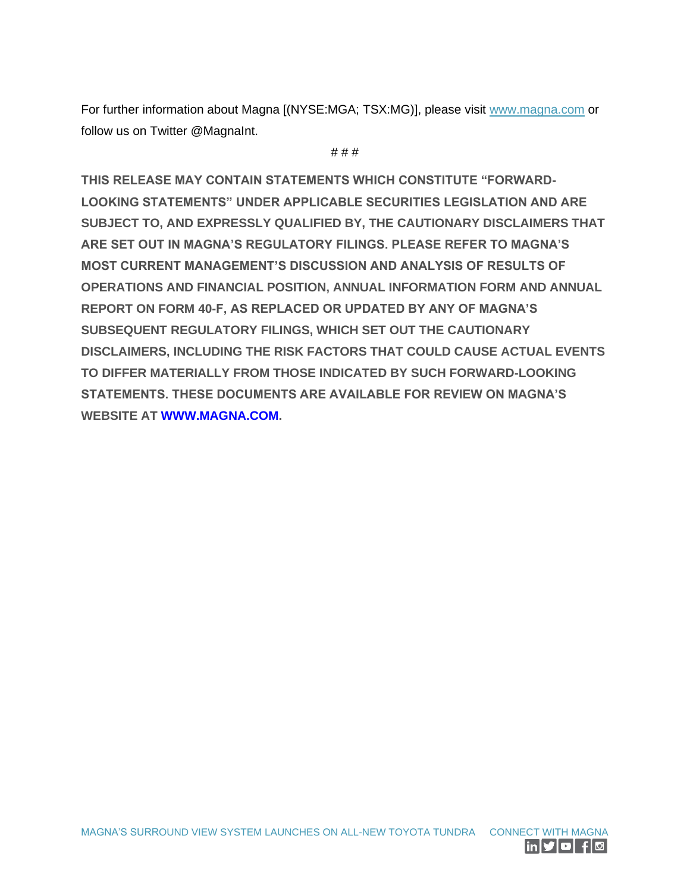For further information about Magna [(NYSE:MGA; TSX:MG)], please visit www.magna.com or follow us on Twitter @MagnaInt.

# # #

**THIS RELEASE MAY CONTAIN STATEMENTS WHICH CONSTITUTE "FORWARD-LOOKING STATEMENTS" UNDER APPLICABLE SECURITIES LEGISLATION AND ARE SUBJECT TO, AND EXPRESSLY QUALIFIED BY, THE CAUTIONARY DISCLAIMERS THAT ARE SET OUT IN MAGNA'S REGULATORY FILINGS. PLEASE REFER TO MAGNA'S MOST CURRENT MANAGEMENT'S DISCUSSION AND ANALYSIS OF RESULTS OF OPERATIONS AND FINANCIAL POSITION, ANNUAL INFORMATION FORM AND ANNUAL REPORT ON FORM 40-F, AS REPLACED OR UPDATED BY ANY OF MAGNA'S SUBSEQUENT REGULATORY FILINGS, WHICH SET OUT THE CAUTIONARY DISCLAIMERS, INCLUDING THE RISK FACTORS THAT COULD CAUSE ACTUAL EVENTS TO DIFFER MATERIALLY FROM THOSE INDICATED BY SUCH FORWARD-LOOKING STATEMENTS. THESE DOCUMENTS ARE AVAILABLE FOR REVIEW ON MAGNA'S WEBSITE AT WWW.MAGNA.COM.**